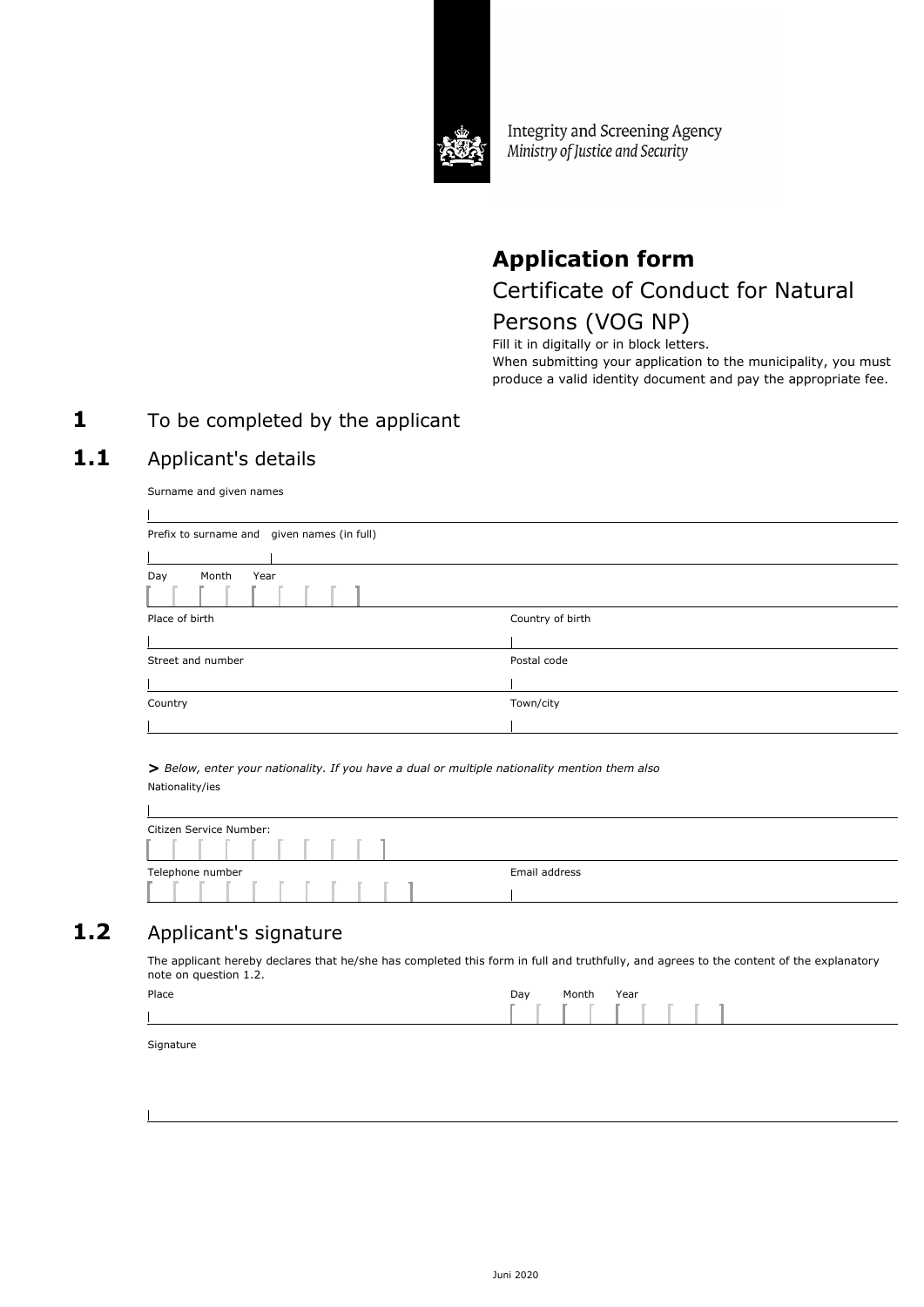Integrity and Screening Agency
*Ministry of Justice and Security*

# Application form

## Certificate of Conduct for Natural Persons (VOG NP)

Fill it in digitally or in block letters.
When submitting your application to the municipality, you must produce a valid identity document and pay the appropriate fee.

## 1 To be completed by the applicant

### 1.1 Applicant's details

Surname and given names

Prefix to surname and given names (in full)

Day Month Year

Place of birth

Country of birth

Street and number

Postal code

Country

Town/city

> *Below, enter your nationality. If you have a dual or multiple nationality mention them also*

Nationality/ies

Citizen Service Number:

Telephone number

Email address

### 1.2 Applicant's signature

The applicant hereby declares that he/she has completed this form in full and truthfully, and agrees to the content of the explanatory note on question 1.2.

Place

Day Month Year

Signature

Juni 2020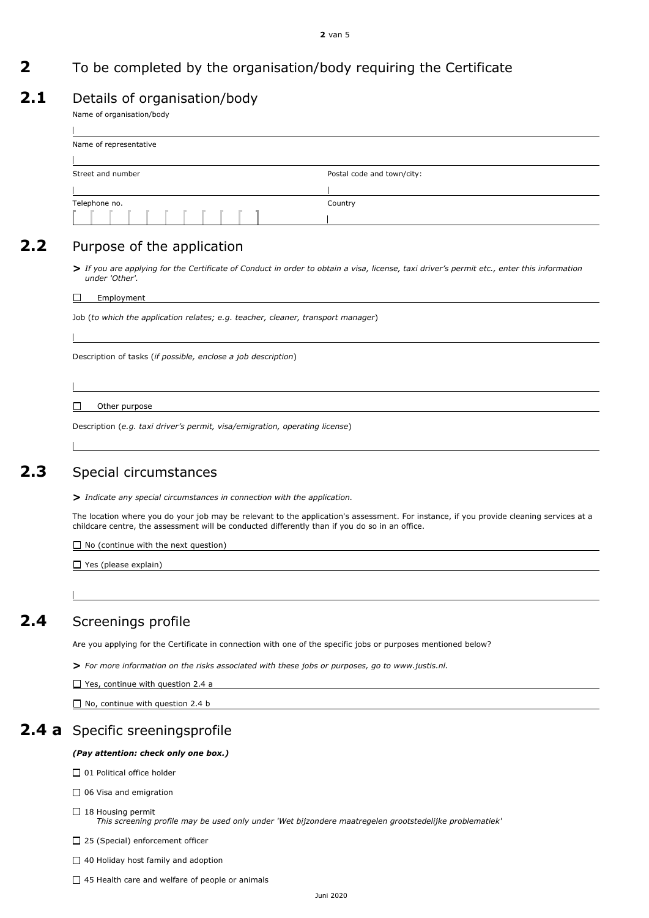# 2 To be completed by the organisation/body requiring the Certificate

## 2.1 Details of organisation/body

Name of organisation/body

Name of representative

Street and number

Postal code and town/city:

Telephone no.

Country

## 2.2 Purpose of the application

> *If you are applying for the Certificate of Conduct in order to obtain a visa, license, taxi driver's permit etc., enter this information under 'Other'.*

☐ Employment

Job (*to which the application relates; e.g. teacher, cleaner, transport manager*)

Description of tasks (*if possible, enclose a job description*)

☐ Other purpose

Description (*e.g. taxi driver's permit, visa/emigration, operating license*)

## 2.3 Special circumstances

> *Indicate any special circumstances in connection with the application.*

The location where you do your job may be relevant to the application's assessment. For instance, if you provide cleaning services at a childcare centre, the assessment will be conducted differently than if you do so in an office.

☐ No (continue with the next question)

☐ Yes (please explain)

## 2.4 Screenings profile

Are you applying for the Certificate in connection with one of the specific jobs or purposes mentioned below?

> *For more information on the risks associated with these jobs or purposes, go to www.justis.nl.*

☐ Yes, continue with question 2.4 a

☐ No, continue with question 2.4 b

## 2.4 a Specific sreeningsprofile

***(Pay attention: check only one box.)***

☐ 01 Political office holder

☐ 06 Visa and emigration

☐ 18 Housing permit
*This screening profile may be used only under 'Wet bijzondere maatregelen grootstedelijke problematiek'*

☐ 25 (Special) enforcement officer

☐ 40 Holiday host family and adoption

☐ 45 Health care and welfare of people or animals

Juni 2020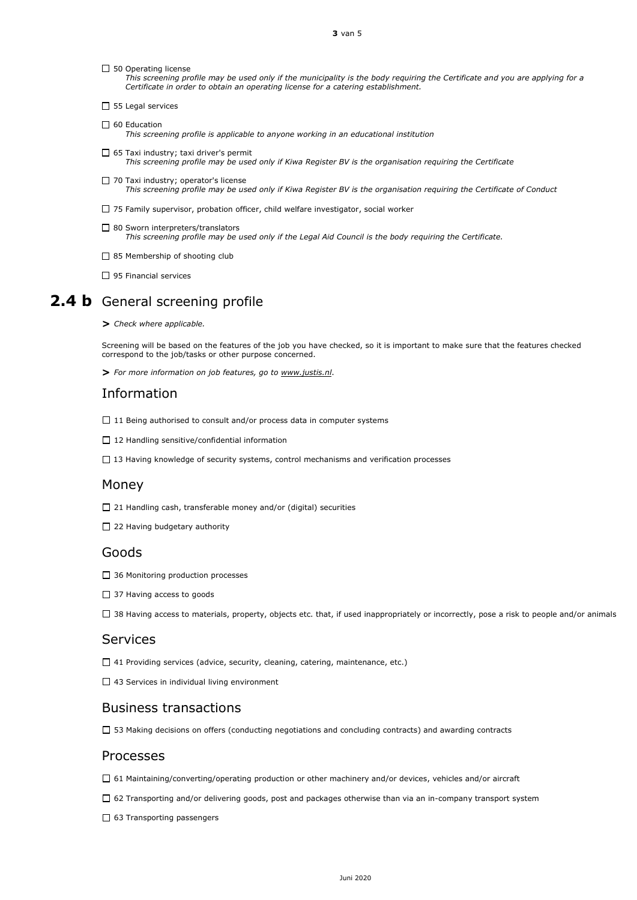- ☐ 50 Operating license
  *This screening profile may be used only if the municipality is the body requiring the Certificate and you are applying for a Certificate in order to obtain an operating license for a catering establishment.*
- ☐ 55 Legal services
- ☐ 60 Education
  *This screening profile is applicable to anyone working in an educational institution*
- ☐ 65 Taxi industry; taxi driver's permit
  *This screening profile may be used only if Kiwa Register BV is the organisation requiring the Certificate*
- ☐ 70 Taxi industry; operator's license
  *This screening profile may be used only if Kiwa Register BV is the organisation requiring the Certificate of Conduct*
- ☐ 75 Family supervisor, probation officer, child welfare investigator, social worker
- ☐ 80 Sworn interpreters/translators
  *This screening profile may be used only if the Legal Aid Council is the body requiring the Certificate.*
- ☐ 85 Membership of shooting club
- ☐ 95 Financial services

# 2.4 b General screening profile

> *Check where applicable.*

Screening will be based on the features of the job you have checked, so it is important to make sure that the features checked correspond to the job/tasks or other purpose concerned.

> *For more information on job features, go to www.justis.nl.*

## Information

- ☐ 11 Being authorised to consult and/or process data in computer systems
- ☐ 12 Handling sensitive/confidential information
- ☐ 13 Having knowledge of security systems, control mechanisms and verification processes

## Money

- ☐ 21 Handling cash, transferable money and/or (digital) securities
- ☐ 22 Having budgetary authority

## Goods

- ☐ 36 Monitoring production processes
- ☐ 37 Having access to goods
- ☐ 38 Having access to materials, property, objects etc. that, if used inappropriately or incorrectly, pose a risk to people and/or animals

## Services

- ☐ 41 Providing services (advice, security, cleaning, catering, maintenance, etc.)
- ☐ 43 Services in individual living environment

## Business transactions

- ☐ 53 Making decisions on offers (conducting negotiations and concluding contracts) and awarding contracts

## Processes

- ☐ 61 Maintaining/converting/operating production or other machinery and/or devices, vehicles and/or aircraft
- ☐ 62 Transporting and/or delivering goods, post and packages otherwise than via an in-company transport system
- ☐ 63 Transporting passengers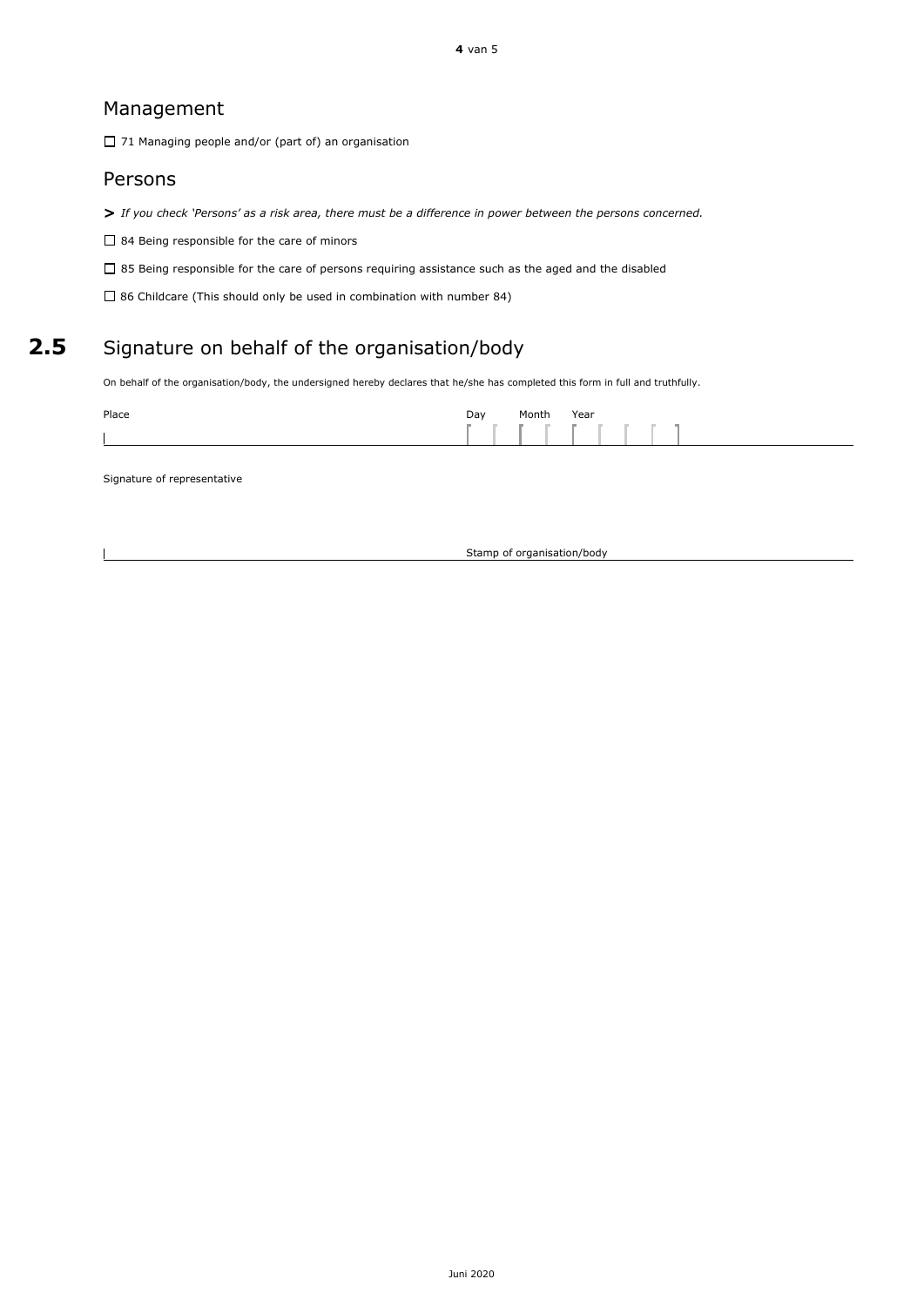## Management

☐ 71 Managing people and/or (part of) an organisation

## Persons

**>** *If you check 'Persons' as a risk area, there must be a difference in power between the persons concerned.*

☐ 84 Being responsible for the care of minors

☐ 85 Being responsible for the care of persons requiring assistance such as the aged and the disabled

☐ 86 Childcare (This should only be used in combination with number 84)

## 2.5 Signature on behalf of the organisation/body

On behalf of the organisation/body, the undersigned hereby declares that he/she has completed this form in full and truthfully.

Place ______________________ Day ___ Month ___ Year _____

Signature of representative

______________________ Stamp of organisation/body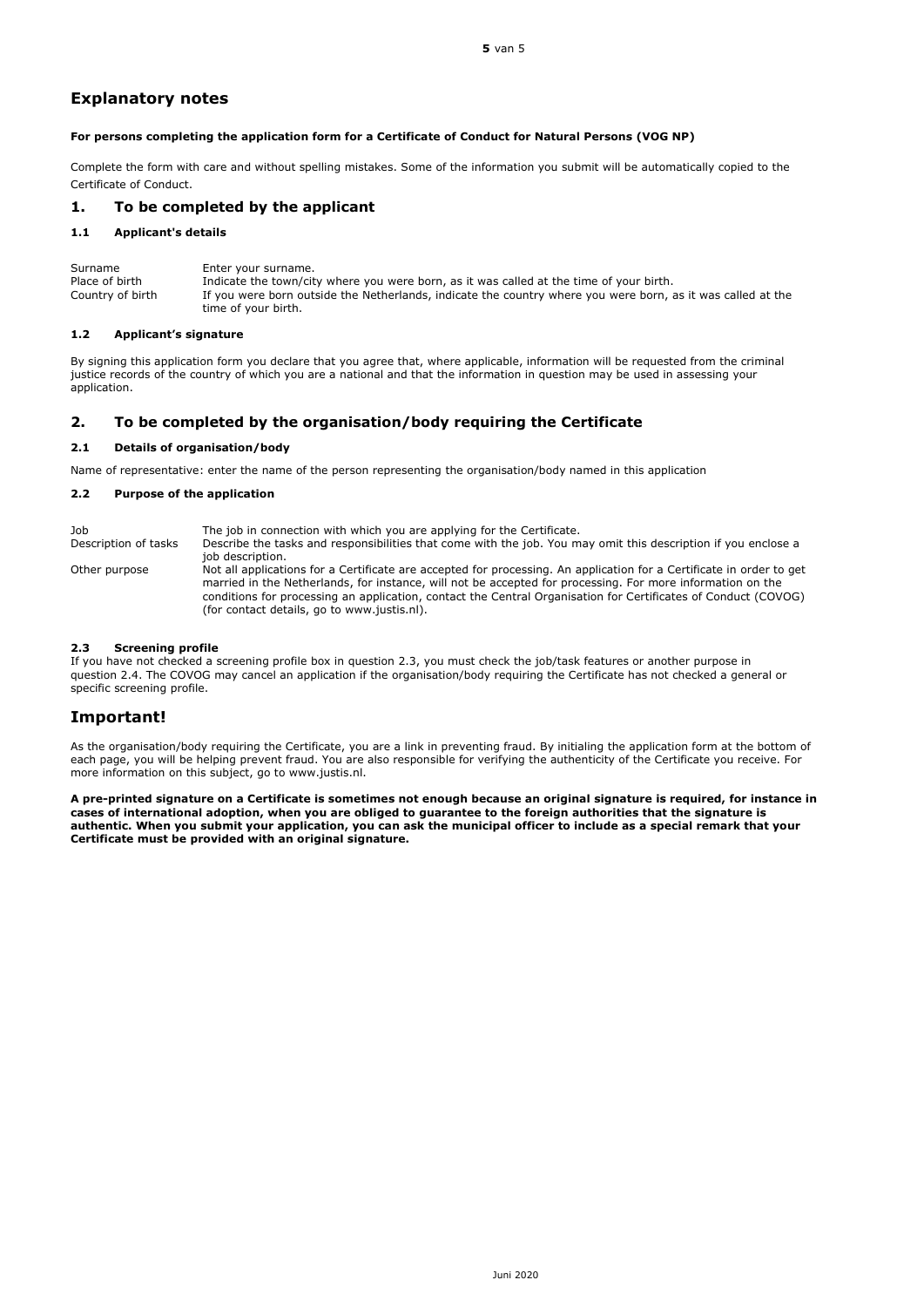# Explanatory notes

**For persons completing the application form for a Certificate of Conduct for Natural Persons (VOG NP)**

Complete the form with care and without spelling mistakes. Some of the information you submit will be automatically copied to the Certificate of Conduct.

## 1. To be completed by the applicant

### 1.1 Applicant's details

| | |
|---|---|
| Surname | Enter your surname. |
| Place of birth | Indicate the town/city where you were born, as it was called at the time of your birth. |
| Country of birth | If you were born outside the Netherlands, indicate the country where you were born, as it was called at the time of your birth. |

### 1.2 Applicant's signature

By signing this application form you declare that you agree that, where applicable, information will be requested from the criminal justice records of the country of which you are a national and that the information in question may be used in assessing your application.

## 2. To be completed by the organisation/body requiring the Certificate

### 2.1 Details of organisation/body

Name of representative: enter the name of the person representing the organisation/body named in this application

### 2.2 Purpose of the application

| | |
|---|---|
| Job | The job in connection with which you are applying for the Certificate. |
| Description of tasks | Describe the tasks and responsibilities that come with the job. You may omit this description if you enclose a job description. |
| Other purpose | Not all applications for a Certificate are accepted for processing. An application for a Certificate in order to get married in the Netherlands, for instance, will not be accepted for processing. For more information on the conditions for processing an application, contact the Central Organisation for Certificates of Conduct (COVOG) (for contact details, go to www.justis.nl). |

### 2.3 Screening profile

If you have not checked a screening profile box in question 2.3, you must check the job/task features or another purpose in question 2.4. The COVOG may cancel an application if the organisation/body requiring the Certificate has not checked a general or specific screening profile.

# Important!

As the organisation/body requiring the Certificate, you are a link in preventing fraud. By initialing the application form at the bottom of each page, you will be helping prevent fraud. You are also responsible for verifying the authenticity of the Certificate you receive. For more information on this subject, go to www.justis.nl.

**A pre-printed signature on a Certificate is sometimes not enough because an original signature is required, for instance in cases of international adoption, when you are obliged to guarantee to the foreign authorities that the signature is authentic. When you submit your application, you can ask the municipal officer to include as a special remark that your Certificate must be provided with an original signature.**

Juni 2020